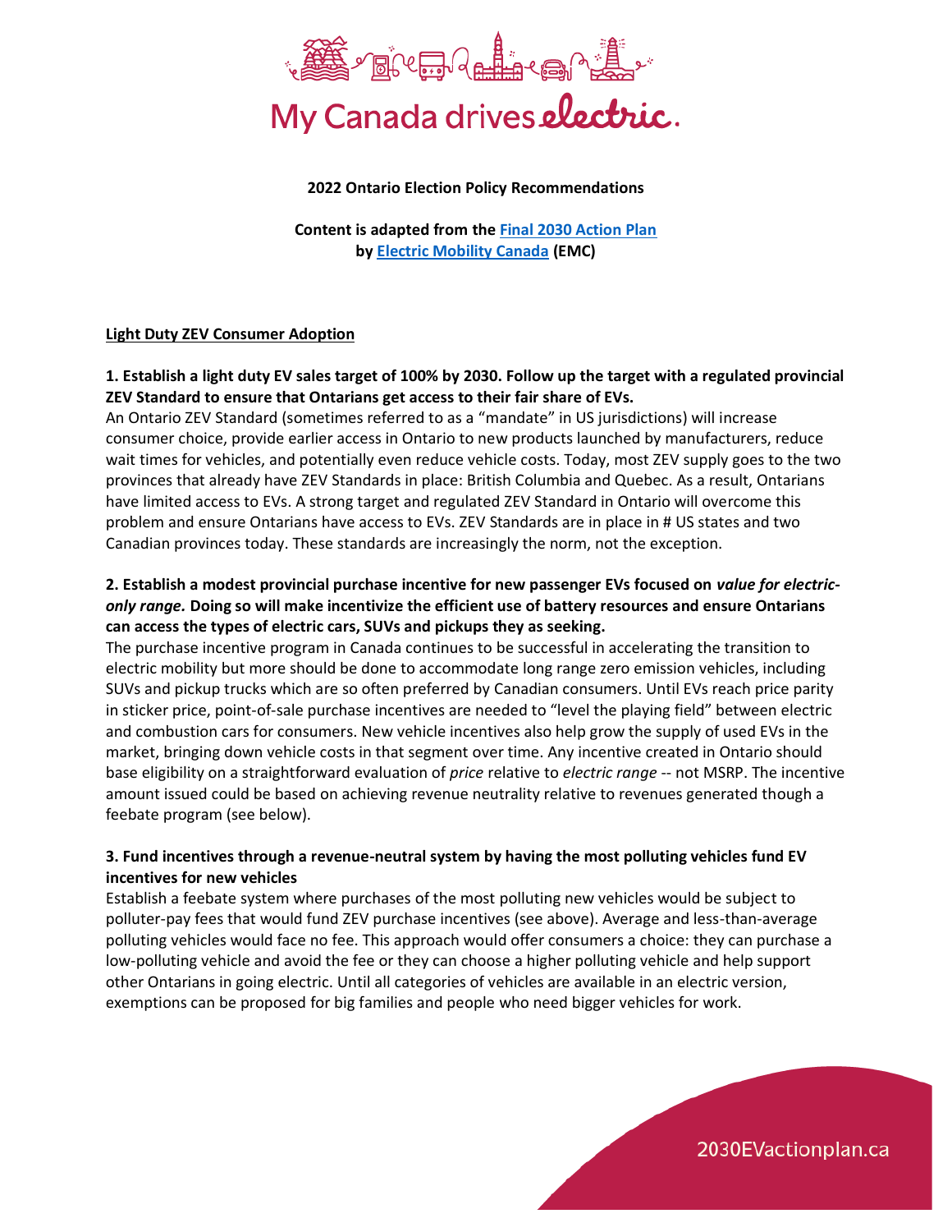My Canada drives electric.

**2022 Ontario Election Policy Recommendations**

**Content is adapted from the [Final 2030 Action Plan](#) by [Electric Mobility Canada](#) (EMC)**

## Light Duty ZEV Consumer Adoption

**1. Establish a light duty EV sales target of 100% by 2030. Follow up the target with a regulated provincial ZEV Standard to ensure that Ontarians get access to their fair share of EVs.**

An Ontario ZEV Standard (sometimes referred to as a "mandate" in US jurisdictions) will increase consumer choice, provide earlier access in Ontario to new products launched by manufacturers, reduce wait times for vehicles, and potentially even reduce vehicle costs. Today, most ZEV supply goes to the two provinces that already have ZEV Standards in place: British Columbia and Quebec. As a result, Ontarians have limited access to EVs. A strong target and regulated ZEV Standard in Ontario will overcome this problem and ensure Ontarians have access to EVs. ZEV Standards are in place in # US states and two Canadian provinces today. These standards are increasingly the norm, not the exception.

**2. Establish a modest provincial purchase incentive for new passenger EVs focused on *value for electric-only range.* Doing so will make incentivize the efficient use of battery resources and ensure Ontarians can access the types of electric cars, SUVs and pickups they as seeking.**

The purchase incentive program in Canada continues to be successful in accelerating the transition to electric mobility but more should be done to accommodate long range zero emission vehicles, including SUVs and pickup trucks which are so often preferred by Canadian consumers. Until EVs reach price parity in sticker price, point-of-sale purchase incentives are needed to "level the playing field" between electric and combustion cars for consumers. New vehicle incentives also help grow the supply of used EVs in the market, bringing down vehicle costs in that segment over time. Any incentive created in Ontario should base eligibility on a straightforward evaluation of *price* relative to *electric range* -- not MSRP. The incentive amount issued could be based on achieving revenue neutrality relative to revenues generated though a feebate program (see below).

**3. Fund incentives through a revenue-neutral system by having the most polluting vehicles fund EV incentives for new vehicles**

Establish a feebate system where purchases of the most polluting new vehicles would be subject to polluter-pay fees that would fund ZEV purchase incentives (see above). Average and less-than-average polluting vehicles would face no fee. This approach would offer consumers a choice: they can purchase a low-polluting vehicle and avoid the fee or they can choose a higher polluting vehicle and help support other Ontarians in going electric. Until all categories of vehicles are available in an electric version, exemptions can be proposed for big families and people who need bigger vehicles for work.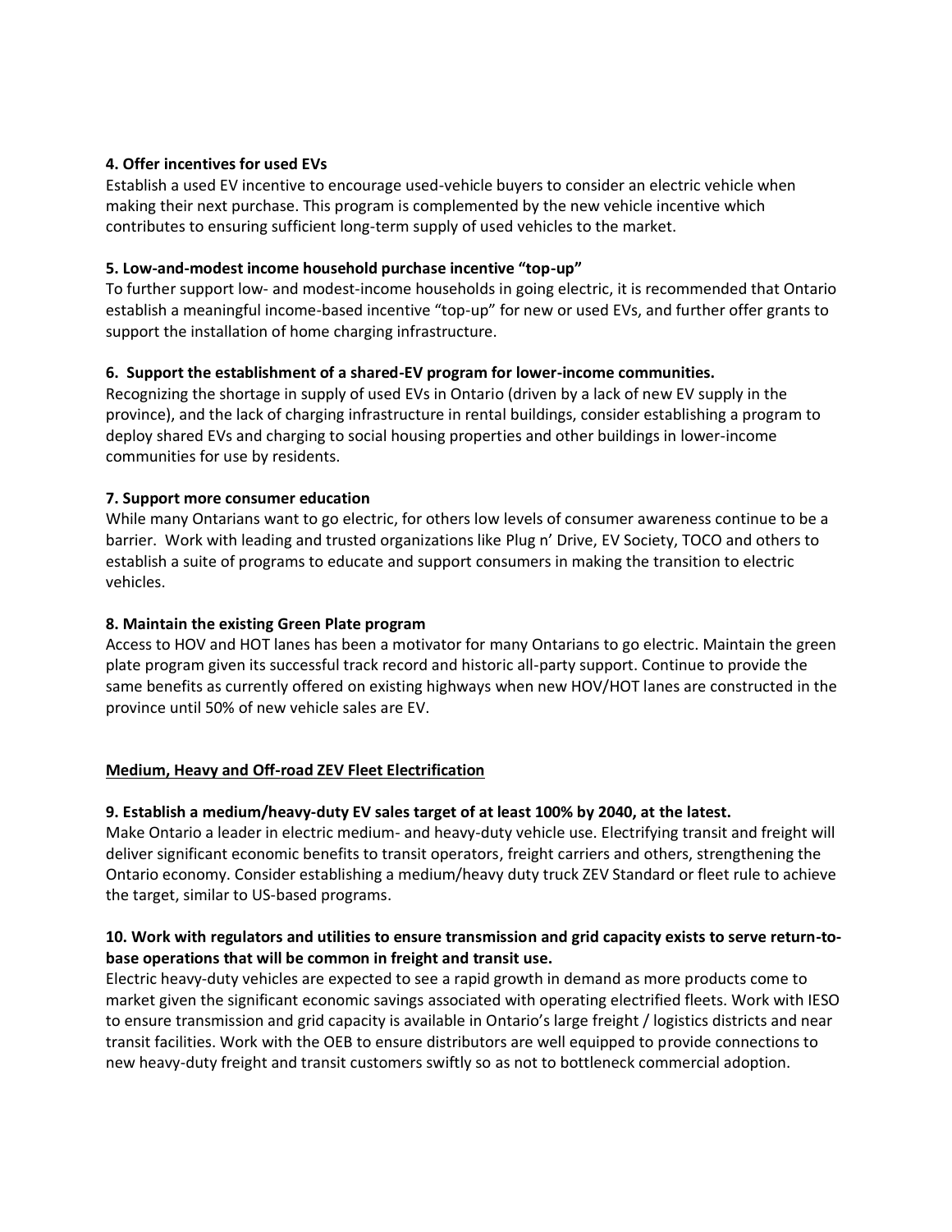**4. Offer incentives for used EVs**

Establish a used EV incentive to encourage used-vehicle buyers to consider an electric vehicle when making their next purchase. This program is complemented by the new vehicle incentive which contributes to ensuring sufficient long-term supply of used vehicles to the market.

**5. Low-and-modest income household purchase incentive "top-up"**

To further support low- and modest-income households in going electric, it is recommended that Ontario establish a meaningful income-based incentive "top-up" for new or used EVs, and further offer grants to support the installation of home charging infrastructure.

**6. Support the establishment of a shared-EV program for lower-income communities.**

Recognizing the shortage in supply of used EVs in Ontario (driven by a lack of new EV supply in the province), and the lack of charging infrastructure in rental buildings, consider establishing a program to deploy shared EVs and charging to social housing properties and other buildings in lower-income communities for use by residents.

**7. Support more consumer education**

While many Ontarians want to go electric, for others low levels of consumer awareness continue to be a barrier. Work with leading and trusted organizations like Plug n' Drive, EV Society, TOCO and others to establish a suite of programs to educate and support consumers in making the transition to electric vehicles.

**8. Maintain the existing Green Plate program**

Access to HOV and HOT lanes has been a motivator for many Ontarians to go electric. Maintain the green plate program given its successful track record and historic all-party support. Continue to provide the same benefits as currently offered on existing highways when new HOV/HOT lanes are constructed in the province until 50% of new vehicle sales are EV.

## Medium, Heavy and Off-road ZEV Fleet Electrification

**9. Establish a medium/heavy-duty EV sales target of at least 100% by 2040, at the latest.**

Make Ontario a leader in electric medium- and heavy-duty vehicle use. Electrifying transit and freight will deliver significant economic benefits to transit operators, freight carriers and others, strengthening the Ontario economy. Consider establishing a medium/heavy duty truck ZEV Standard or fleet rule to achieve the target, similar to US-based programs.

**10. Work with regulators and utilities to ensure transmission and grid capacity exists to serve return-to-base operations that will be common in freight and transit use.**

Electric heavy-duty vehicles are expected to see a rapid growth in demand as more products come to market given the significant economic savings associated with operating electrified fleets. Work with IESO to ensure transmission and grid capacity is available in Ontario's large freight / logistics districts and near transit facilities. Work with the OEB to ensure distributors are well equipped to provide connections to new heavy-duty freight and transit customers swiftly so as not to bottleneck commercial adoption.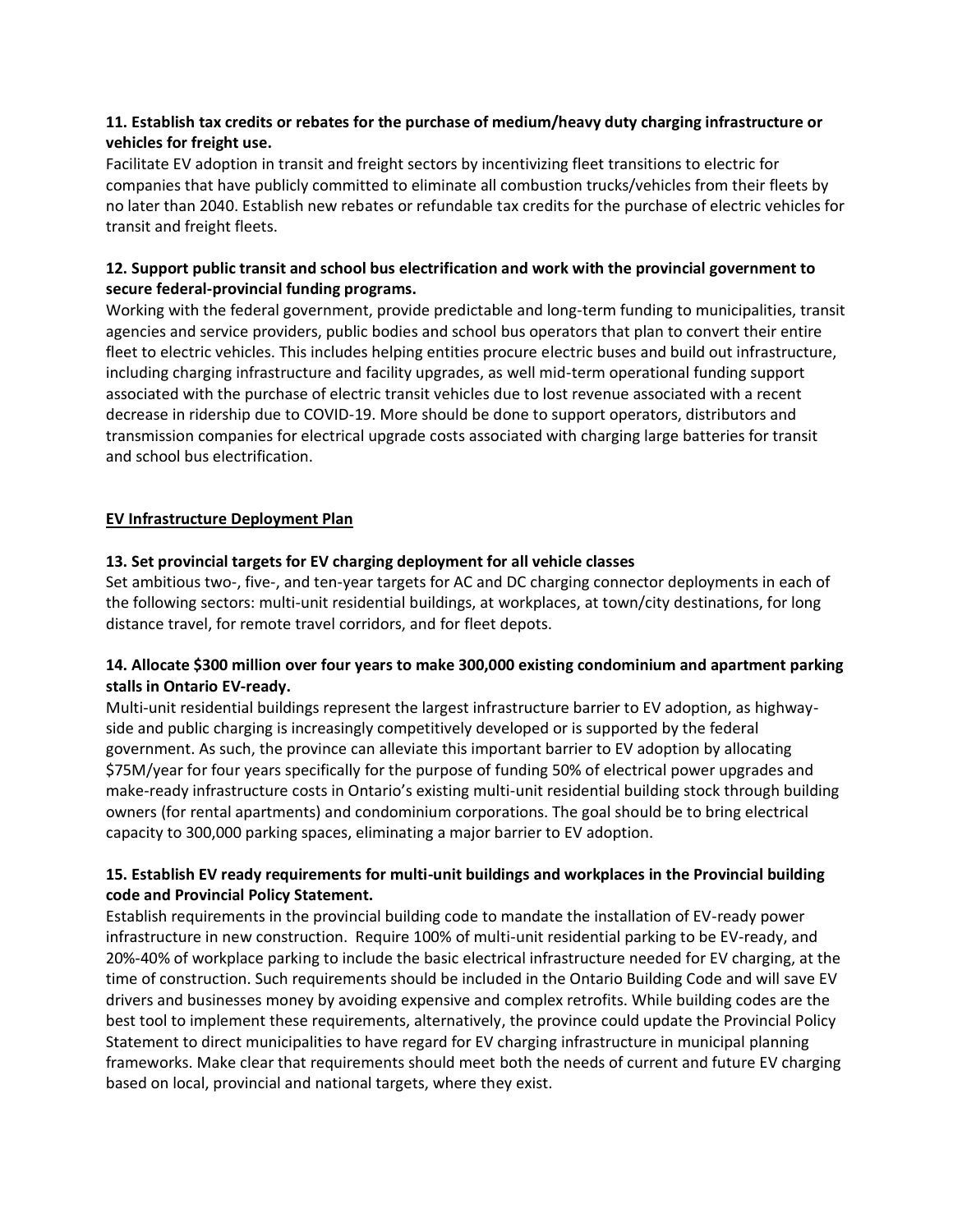**11. Establish tax credits or rebates for the purchase of medium/heavy duty charging infrastructure or vehicles for freight use.**

Facilitate EV adoption in transit and freight sectors by incentivizing fleet transitions to electric for companies that have publicly committed to eliminate all combustion trucks/vehicles from their fleets by no later than 2040. Establish new rebates or refundable tax credits for the purchase of electric vehicles for transit and freight fleets.

**12. Support public transit and school bus electrification and work with the provincial government to secure federal-provincial funding programs.**

Working with the federal government, provide predictable and long-term funding to municipalities, transit agencies and service providers, public bodies and school bus operators that plan to convert their entire fleet to electric vehicles. This includes helping entities procure electric buses and build out infrastructure, including charging infrastructure and facility upgrades, as well mid-term operational funding support associated with the purchase of electric transit vehicles due to lost revenue associated with a recent decrease in ridership due to COVID-19. More should be done to support operators, distributors and transmission companies for electrical upgrade costs associated with charging large batteries for transit and school bus electrification.

## EV Infrastructure Deployment Plan

**13. Set provincial targets for EV charging deployment for all vehicle classes**

Set ambitious two-, five-, and ten-year targets for AC and DC charging connector deployments in each of the following sectors: multi-unit residential buildings, at workplaces, at town/city destinations, for long distance travel, for remote travel corridors, and for fleet depots.

**14. Allocate $300 million over four years to make 300,000 existing condominium and apartment parking stalls in Ontario EV-ready.**

Multi-unit residential buildings represent the largest infrastructure barrier to EV adoption, as highway-side and public charging is increasingly competitively developed or is supported by the federal government. As such, the province can alleviate this important barrier to EV adoption by allocating $75M/year for four years specifically for the purpose of funding 50% of electrical power upgrades and make-ready infrastructure costs in Ontario's existing multi-unit residential building stock through building owners (for rental apartments) and condominium corporations. The goal should be to bring electrical capacity to 300,000 parking spaces, eliminating a major barrier to EV adoption.

**15. Establish EV ready requirements for multi-unit buildings and workplaces in the Provincial building code and Provincial Policy Statement.**

Establish requirements in the provincial building code to mandate the installation of EV-ready power infrastructure in new construction. Require 100% of multi-unit residential parking to be EV-ready, and 20%-40% of workplace parking to include the basic electrical infrastructure needed for EV charging, at the time of construction. Such requirements should be included in the Ontario Building Code and will save EV drivers and businesses money by avoiding expensive and complex retrofits. While building codes are the best tool to implement these requirements, alternatively, the province could update the Provincial Policy Statement to direct municipalities to have regard for EV charging infrastructure in municipal planning frameworks. Make clear that requirements should meet both the needs of current and future EV charging based on local, provincial and national targets, where they exist.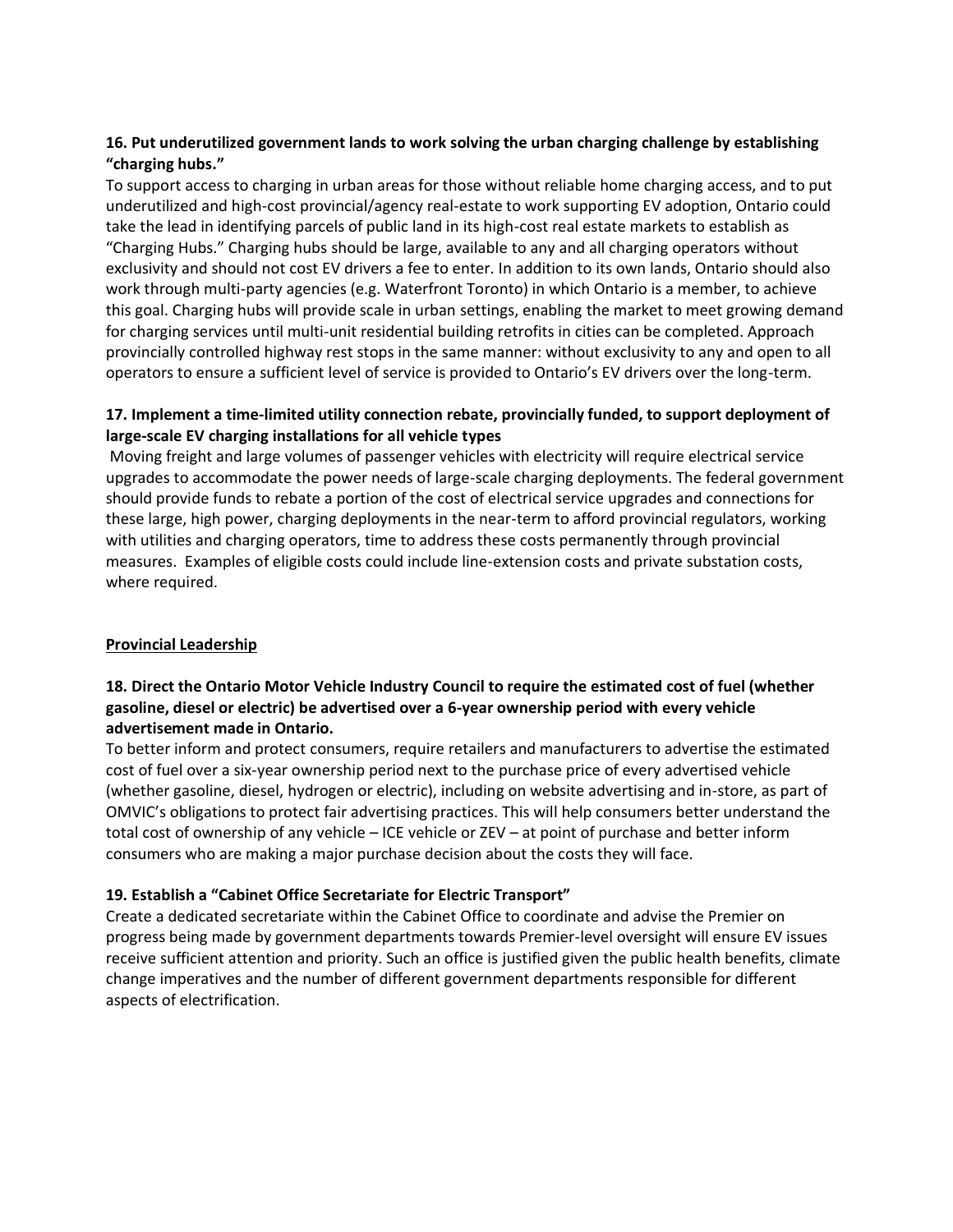**16. Put underutilized government lands to work solving the urban charging challenge by establishing "charging hubs."**

To support access to charging in urban areas for those without reliable home charging access, and to put underutilized and high-cost provincial/agency real-estate to work supporting EV adoption, Ontario could take the lead in identifying parcels of public land in its high-cost real estate markets to establish as "Charging Hubs." Charging hubs should be large, available to any and all charging operators without exclusivity and should not cost EV drivers a fee to enter. In addition to its own lands, Ontario should also work through multi-party agencies (e.g. Waterfront Toronto) in which Ontario is a member, to achieve this goal. Charging hubs will provide scale in urban settings, enabling the market to meet growing demand for charging services until multi-unit residential building retrofits in cities can be completed. Approach provincially controlled highway rest stops in the same manner: without exclusivity to any and open to all operators to ensure a sufficient level of service is provided to Ontario's EV drivers over the long-term.

**17. Implement a time-limited utility connection rebate, provincially funded, to support deployment of large-scale EV charging installations for all vehicle types**

Moving freight and large volumes of passenger vehicles with electricity will require electrical service upgrades to accommodate the power needs of large-scale charging deployments. The federal government should provide funds to rebate a portion of the cost of electrical service upgrades and connections for these large, high power, charging deployments in the near-term to afford provincial regulators, working with utilities and charging operators, time to address these costs permanently through provincial measures. Examples of eligible costs could include line-extension costs and private substation costs, where required.

<u>**Provincial Leadership**</u>

**18. Direct the Ontario Motor Vehicle Industry Council to require the estimated cost of fuel (whether gasoline, diesel or electric) be advertised over a 6-year ownership period with every vehicle advertisement made in Ontario.**

To better inform and protect consumers, require retailers and manufacturers to advertise the estimated cost of fuel over a six-year ownership period next to the purchase price of every advertised vehicle (whether gasoline, diesel, hydrogen or electric), including on website advertising and in-store, as part of OMVIC's obligations to protect fair advertising practices. This will help consumers better understand the total cost of ownership of any vehicle – ICE vehicle or ZEV – at point of purchase and better inform consumers who are making a major purchase decision about the costs they will face.

**19. Establish a "Cabinet Office Secretariate for Electric Transport"**

Create a dedicated secretariate within the Cabinet Office to coordinate and advise the Premier on progress being made by government departments towards Premier-level oversight will ensure EV issues receive sufficient attention and priority. Such an office is justified given the public health benefits, climate change imperatives and the number of different government departments responsible for different aspects of electrification.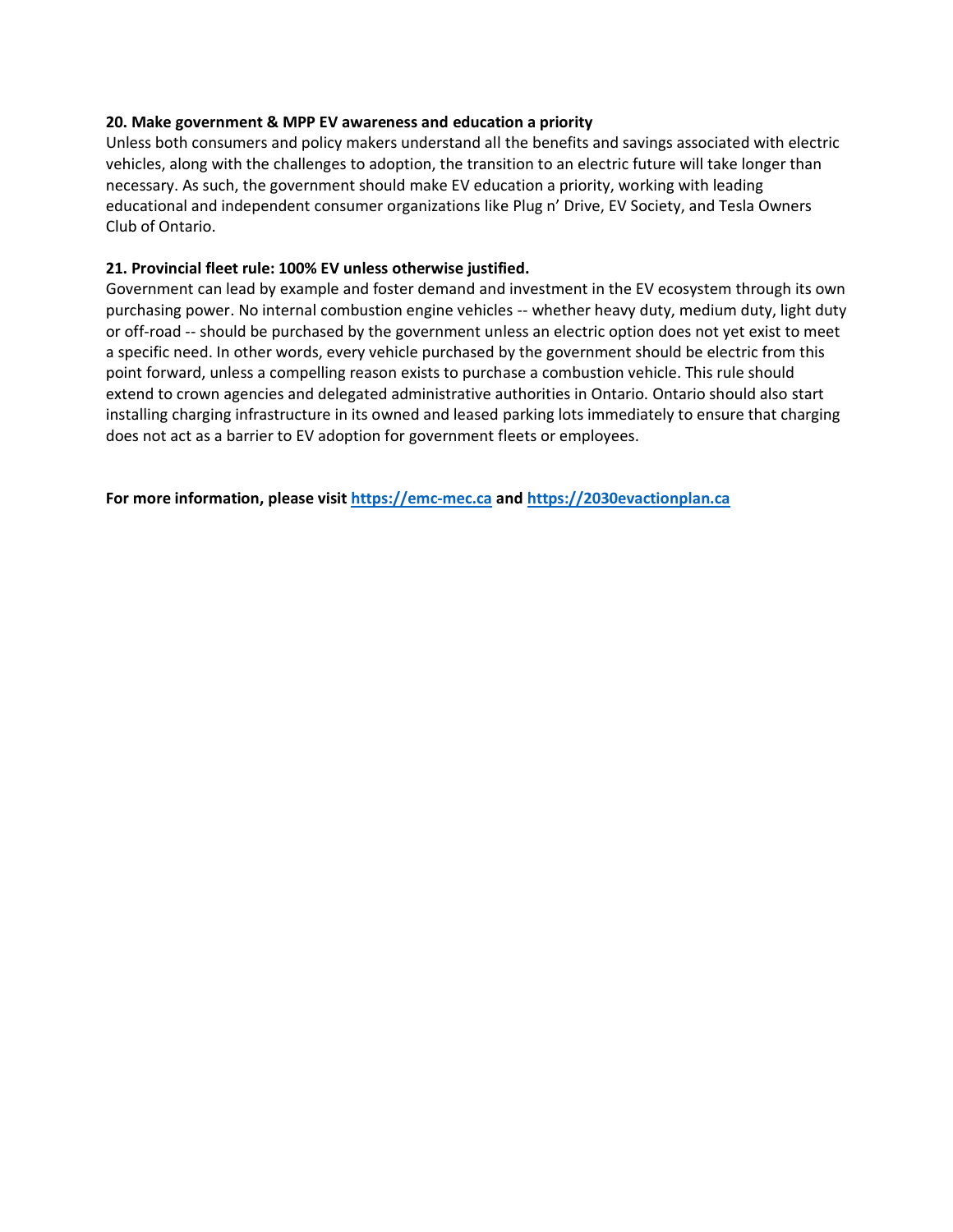**20. Make government & MPP EV awareness and education a priority**

Unless both consumers and policy makers understand all the benefits and savings associated with electric vehicles, along with the challenges to adoption, the transition to an electric future will take longer than necessary. As such, the government should make EV education a priority, working with leading educational and independent consumer organizations like Plug n' Drive, EV Society, and Tesla Owners Club of Ontario.

**21. Provincial fleet rule: 100% EV unless otherwise justified.**

Government can lead by example and foster demand and investment in the EV ecosystem through its own purchasing power. No internal combustion engine vehicles -- whether heavy duty, medium duty, light duty or off-road -- should be purchased by the government unless an electric option does not yet exist to meet a specific need. In other words, every vehicle purchased by the government should be electric from this point forward, unless a compelling reason exists to purchase a combustion vehicle. This rule should extend to crown agencies and delegated administrative authorities in Ontario. Ontario should also start installing charging infrastructure in its owned and leased parking lots immediately to ensure that charging does not act as a barrier to EV adoption for government fleets or employees.

**For more information, please visit [https://emc-mec.ca](https://emc-mec.ca) and [https://2030evactionplan.ca](https://2030evactionplan.ca)**